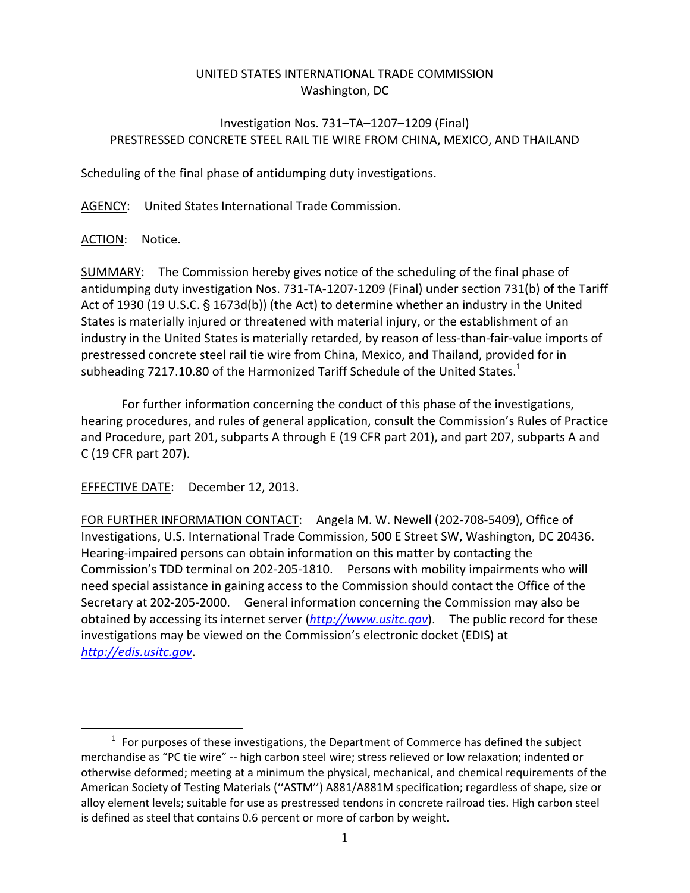UNITED STATES INTERNATIONAL TRADE COMMISSION
Washington, DC

Investigation Nos. 731–TA–1207–1209 (Final)
PRESTRESSED CONCRETE STEEL RAIL TIE WIRE FROM CHINA, MEXICO, AND THAILAND

Scheduling of the final phase of antidumping duty investigations.

AGENCY: United States International Trade Commission.

ACTION: Notice.

SUMMARY: The Commission hereby gives notice of the scheduling of the final phase of antidumping duty investigation Nos. 731-TA-1207-1209 (Final) under section 731(b) of the Tariff Act of 1930 (19 U.S.C. § 1673d(b)) (the Act) to determine whether an industry in the United States is materially injured or threatened with material injury, or the establishment of an industry in the United States is materially retarded, by reason of less-than-fair-value imports of prestressed concrete steel rail tie wire from China, Mexico, and Thailand, provided for in subheading 7217.10.80 of the Harmonized Tariff Schedule of the United States.[1]

For further information concerning the conduct of this phase of the investigations, hearing procedures, and rules of general application, consult the Commission's Rules of Practice and Procedure, part 201, subparts A through E (19 CFR part 201), and part 207, subparts A and C (19 CFR part 207).

EFFECTIVE DATE: December 12, 2013.

FOR FURTHER INFORMATION CONTACT: Angela M. W. Newell (202-708-5409), Office of Investigations, U.S. International Trade Commission, 500 E Street SW, Washington, DC 20436. Hearing-impaired persons can obtain information on this matter by contacting the Commission's TDD terminal on 202-205-1810. Persons with mobility impairments who will need special assistance in gaining access to the Commission should contact the Office of the Secretary at 202-205-2000. General information concerning the Commission may also be obtained by accessing its internet server (*http://www.usitc.gov*). The public record for these investigations may be viewed on the Commission's electronic docket (EDIS) at *http://edis.usitc.gov*.

---

[1] For purposes of these investigations, the Department of Commerce has defined the subject merchandise as "PC tie wire" -- high carbon steel wire; stress relieved or low relaxation; indented or otherwise deformed; meeting at a minimum the physical, mechanical, and chemical requirements of the American Society of Testing Materials (''ASTM'') A881/A881M specification; regardless of shape, size or alloy element levels; suitable for use as prestressed tendons in concrete railroad ties. High carbon steel is defined as steel that contains 0.6 percent or more of carbon by weight.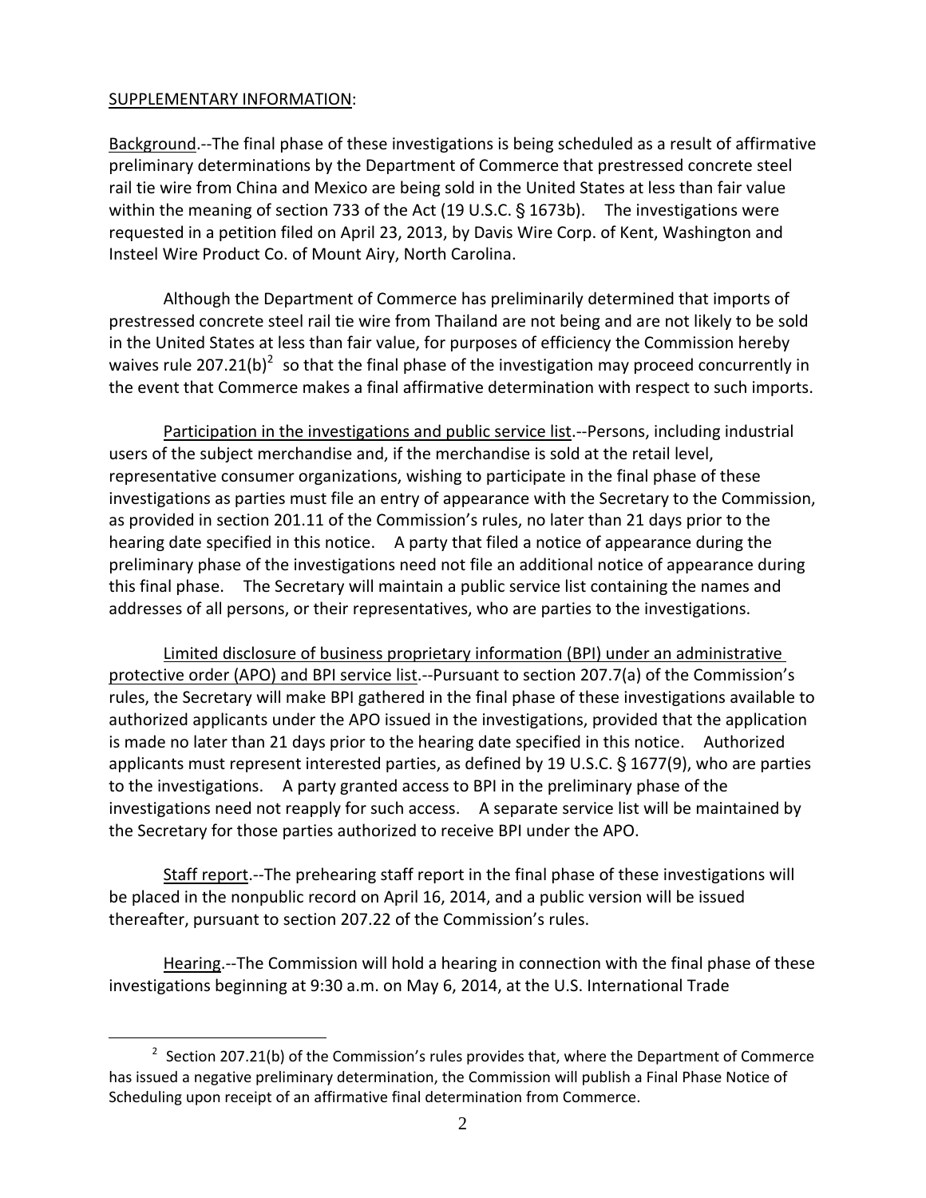SUPPLEMENTARY INFORMATION:

Background.--The final phase of these investigations is being scheduled as a result of affirmative preliminary determinations by the Department of Commerce that prestressed concrete steel rail tie wire from China and Mexico are being sold in the United States at less than fair value within the meaning of section 733 of the Act (19 U.S.C. § 1673b). The investigations were requested in a petition filed on April 23, 2013, by Davis Wire Corp. of Kent, Washington and Insteel Wire Product Co. of Mount Airy, North Carolina.

Although the Department of Commerce has preliminarily determined that imports of prestressed concrete steel rail tie wire from Thailand are not being and are not likely to be sold in the United States at less than fair value, for purposes of efficiency the Commission hereby waives rule 207.21(b)[2] so that the final phase of the investigation may proceed concurrently in the event that Commerce makes a final affirmative determination with respect to such imports.

Participation in the investigations and public service list.--Persons, including industrial users of the subject merchandise and, if the merchandise is sold at the retail level, representative consumer organizations, wishing to participate in the final phase of these investigations as parties must file an entry of appearance with the Secretary to the Commission, as provided in section 201.11 of the Commission's rules, no later than 21 days prior to the hearing date specified in this notice. A party that filed a notice of appearance during the preliminary phase of the investigations need not file an additional notice of appearance during this final phase. The Secretary will maintain a public service list containing the names and addresses of all persons, or their representatives, who are parties to the investigations.

Limited disclosure of business proprietary information (BPI) under an administrative protective order (APO) and BPI service list.--Pursuant to section 207.7(a) of the Commission's rules, the Secretary will make BPI gathered in the final phase of these investigations available to authorized applicants under the APO issued in the investigations, provided that the application is made no later than 21 days prior to the hearing date specified in this notice. Authorized applicants must represent interested parties, as defined by 19 U.S.C. § 1677(9), who are parties to the investigations. A party granted access to BPI in the preliminary phase of the investigations need not reapply for such access. A separate service list will be maintained by the Secretary for those parties authorized to receive BPI under the APO.

Staff report.--The prehearing staff report in the final phase of these investigations will be placed in the nonpublic record on April 16, 2014, and a public version will be issued thereafter, pursuant to section 207.22 of the Commission's rules.

Hearing.--The Commission will hold a hearing in connection with the final phase of these investigations beginning at 9:30 a.m. on May 6, 2014, at the U.S. International Trade

[2] Section 207.21(b) of the Commission's rules provides that, where the Department of Commerce has issued a negative preliminary determination, the Commission will publish a Final Phase Notice of Scheduling upon receipt of an affirmative final determination from Commerce.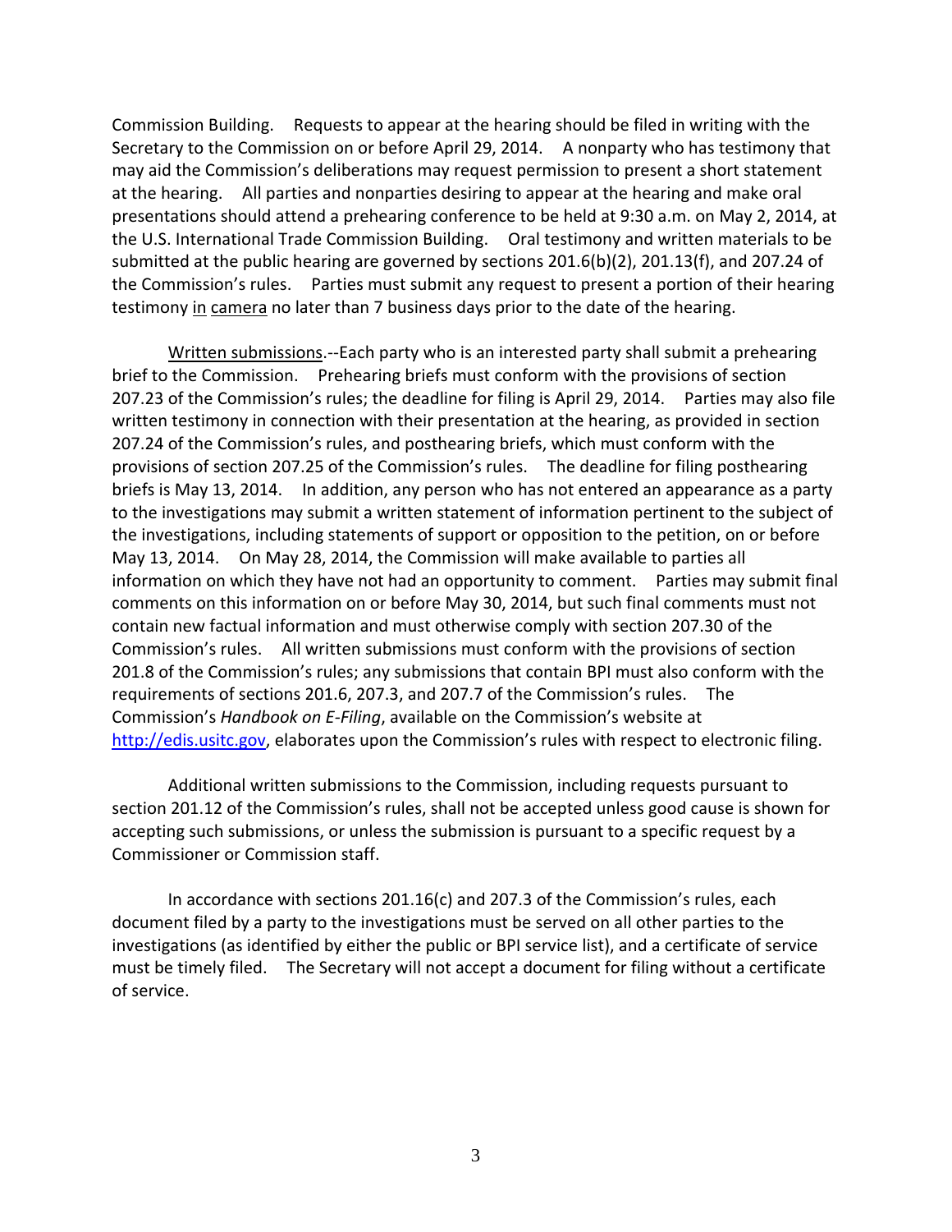Commission Building. Requests to appear at the hearing should be filed in writing with the Secretary to the Commission on or before April 29, 2014. A nonparty who has testimony that may aid the Commission's deliberations may request permission to present a short statement at the hearing. All parties and nonparties desiring to appear at the hearing and make oral presentations should attend a prehearing conference to be held at 9:30 a.m. on May 2, 2014, at the U.S. International Trade Commission Building. Oral testimony and written materials to be submitted at the public hearing are governed by sections 201.6(b)(2), 201.13(f), and 207.24 of the Commission's rules. Parties must submit any request to present a portion of their hearing testimony in camera no later than 7 business days prior to the date of the hearing.

Written submissions.--Each party who is an interested party shall submit a prehearing brief to the Commission. Prehearing briefs must conform with the provisions of section 207.23 of the Commission's rules; the deadline for filing is April 29, 2014. Parties may also file written testimony in connection with their presentation at the hearing, as provided in section 207.24 of the Commission's rules, and posthearing briefs, which must conform with the provisions of section 207.25 of the Commission's rules. The deadline for filing posthearing briefs is May 13, 2014. In addition, any person who has not entered an appearance as a party to the investigations may submit a written statement of information pertinent to the subject of the investigations, including statements of support or opposition to the petition, on or before May 13, 2014. On May 28, 2014, the Commission will make available to parties all information on which they have not had an opportunity to comment. Parties may submit final comments on this information on or before May 30, 2014, but such final comments must not contain new factual information and must otherwise comply with section 207.30 of the Commission's rules. All written submissions must conform with the provisions of section 201.8 of the Commission's rules; any submissions that contain BPI must also conform with the requirements of sections 201.6, 207.3, and 207.7 of the Commission's rules. The Commission's *Handbook on E-Filing*, available on the Commission's website at http://edis.usitc.gov, elaborates upon the Commission's rules with respect to electronic filing.

Additional written submissions to the Commission, including requests pursuant to section 201.12 of the Commission's rules, shall not be accepted unless good cause is shown for accepting such submissions, or unless the submission is pursuant to a specific request by a Commissioner or Commission staff.

In accordance with sections 201.16(c) and 207.3 of the Commission's rules, each document filed by a party to the investigations must be served on all other parties to the investigations (as identified by either the public or BPI service list), and a certificate of service must be timely filed. The Secretary will not accept a document for filing without a certificate of service.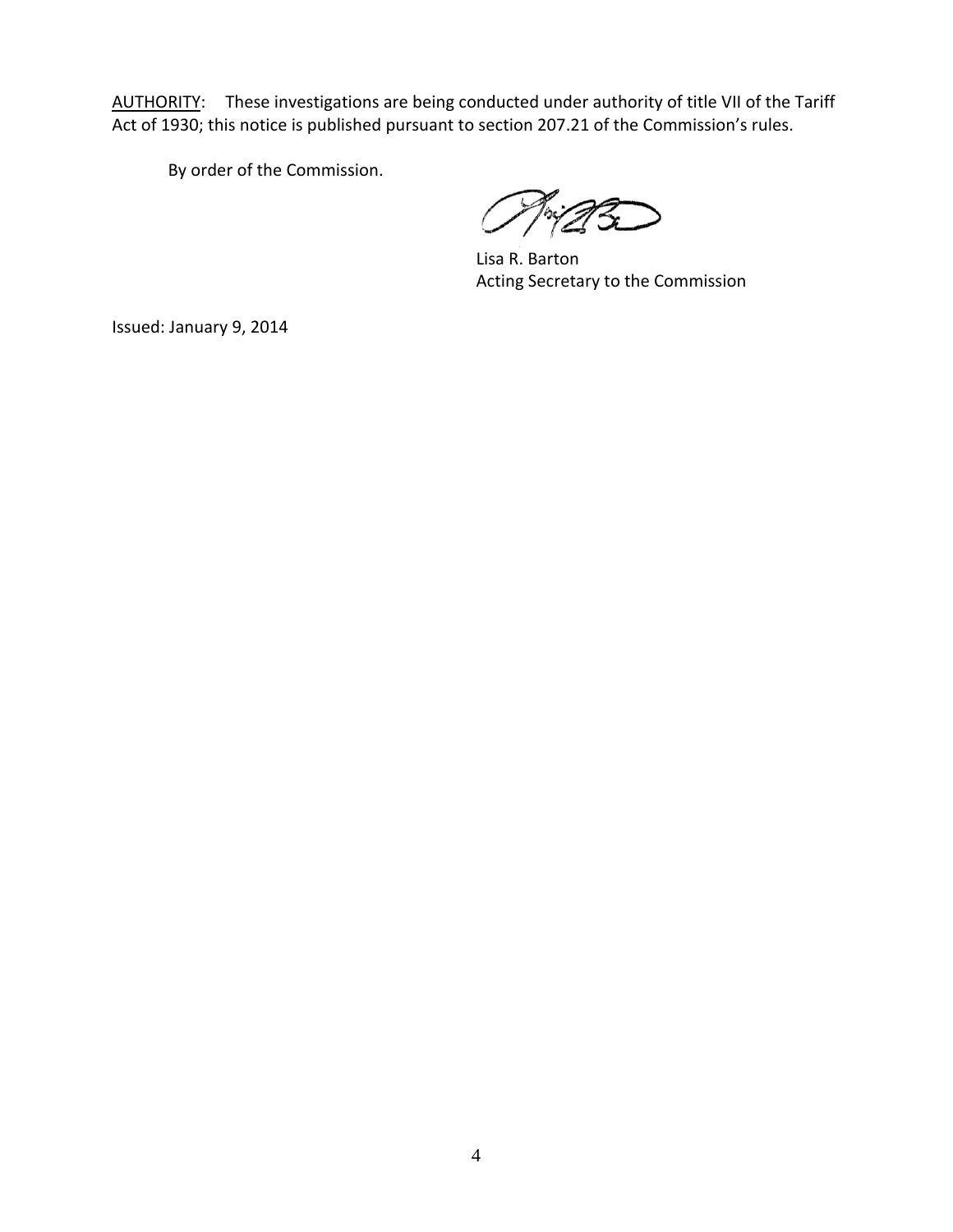<u>AUTHORITY</u>: These investigations are being conducted under authority of title VII of the Tariff Act of 1930; this notice is published pursuant to section 207.21 of the Commission's rules.

By order of the Commission.

Lisa R. Barton
Acting Secretary to the Commission

Issued: January 9, 2014